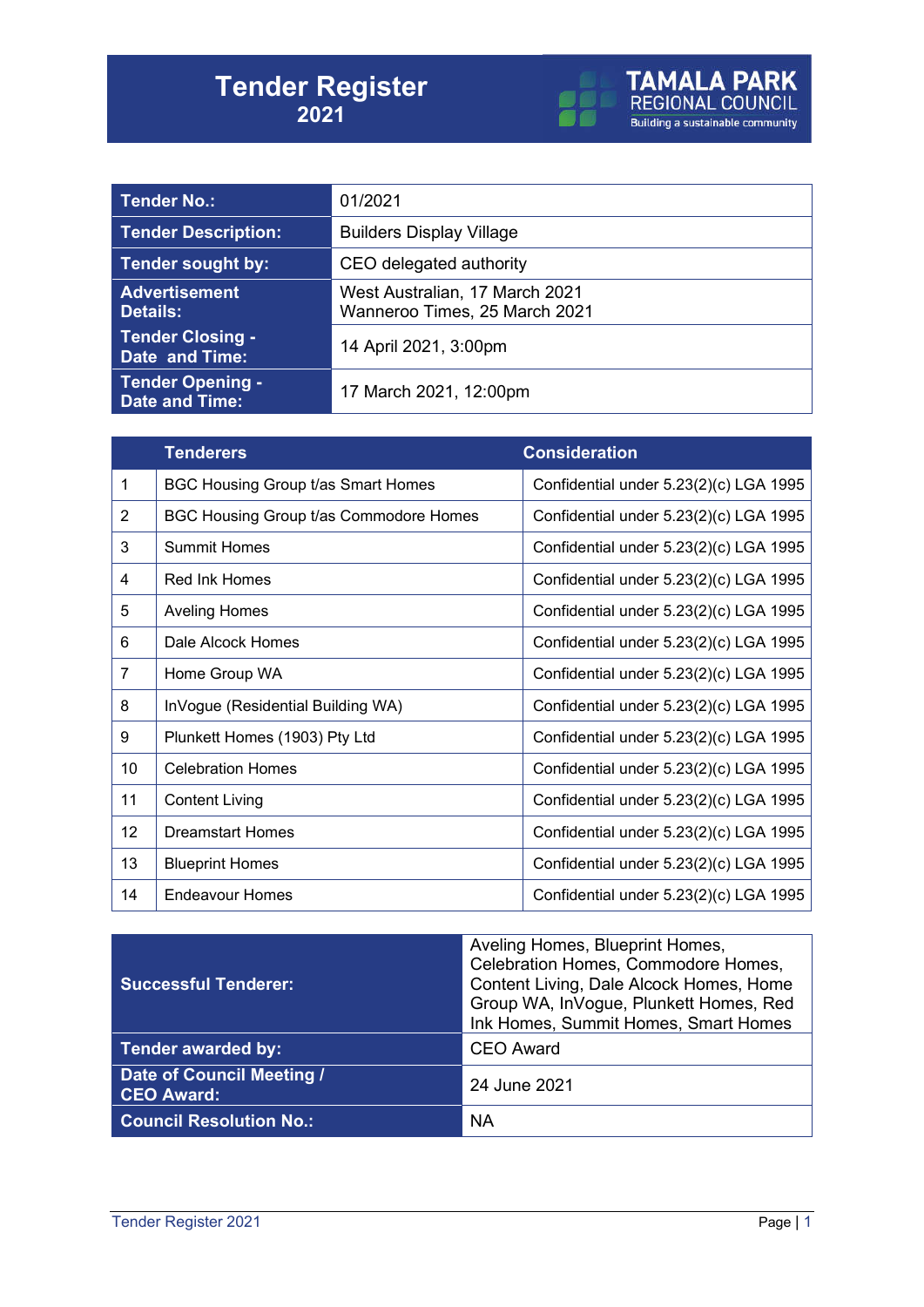# Tender Register 2021

TAMALA PARK REGIONAL COUNCIL
Building a sustainable community

| Tender No.: | 01/2021 |
|---|---|
| Tender Description: | Builders Display Village |
| Tender sought by: | CEO delegated authority |
| Advertisement Details: | West Australian, 17 March 2021<br>Wanneroo Times, 25 March 2021 |
| Tender Closing - Date and Time: | 14 April 2021, 3:00pm |
| Tender Opening - Date and Time: | 17 March 2021, 12:00pm |

| | Tenderers | Consideration |
|---|---|---|
| 1 | BGC Housing Group t/as Smart Homes | Confidential under 5.23(2)(c) LGA 1995 |
| 2 | BGC Housing Group t/as Commodore Homes | Confidential under 5.23(2)(c) LGA 1995 |
| 3 | Summit Homes | Confidential under 5.23(2)(c) LGA 1995 |
| 4 | Red Ink Homes | Confidential under 5.23(2)(c) LGA 1995 |
| 5 | Aveling Homes | Confidential under 5.23(2)(c) LGA 1995 |
| 6 | Dale Alcock Homes | Confidential under 5.23(2)(c) LGA 1995 |
| 7 | Home Group WA | Confidential under 5.23(2)(c) LGA 1995 |
| 8 | InVogue (Residential Building WA) | Confidential under 5.23(2)(c) LGA 1995 |
| 9 | Plunkett Homes (1903) Pty Ltd | Confidential under 5.23(2)(c) LGA 1995 |
| 10 | Celebration Homes | Confidential under 5.23(2)(c) LGA 1995 |
| 11 | Content Living | Confidential under 5.23(2)(c) LGA 1995 |
| 12 | Dreamstart Homes | Confidential under 5.23(2)(c) LGA 1995 |
| 13 | Blueprint Homes | Confidential under 5.23(2)(c) LGA 1995 |
| 14 | Endeavour Homes | Confidential under 5.23(2)(c) LGA 1995 |

| Successful Tenderer: | Aveling Homes, Blueprint Homes, Celebration Homes, Commodore Homes, Content Living, Dale Alcock Homes, Home Group WA, InVogue, Plunkett Homes, Red Ink Homes, Summit Homes, Smart Homes |
|---|---|
| Tender awarded by: | CEO Award |
| Date of Council Meeting / CEO Award: | 24 June 2021 |
| Council Resolution No.: | NA |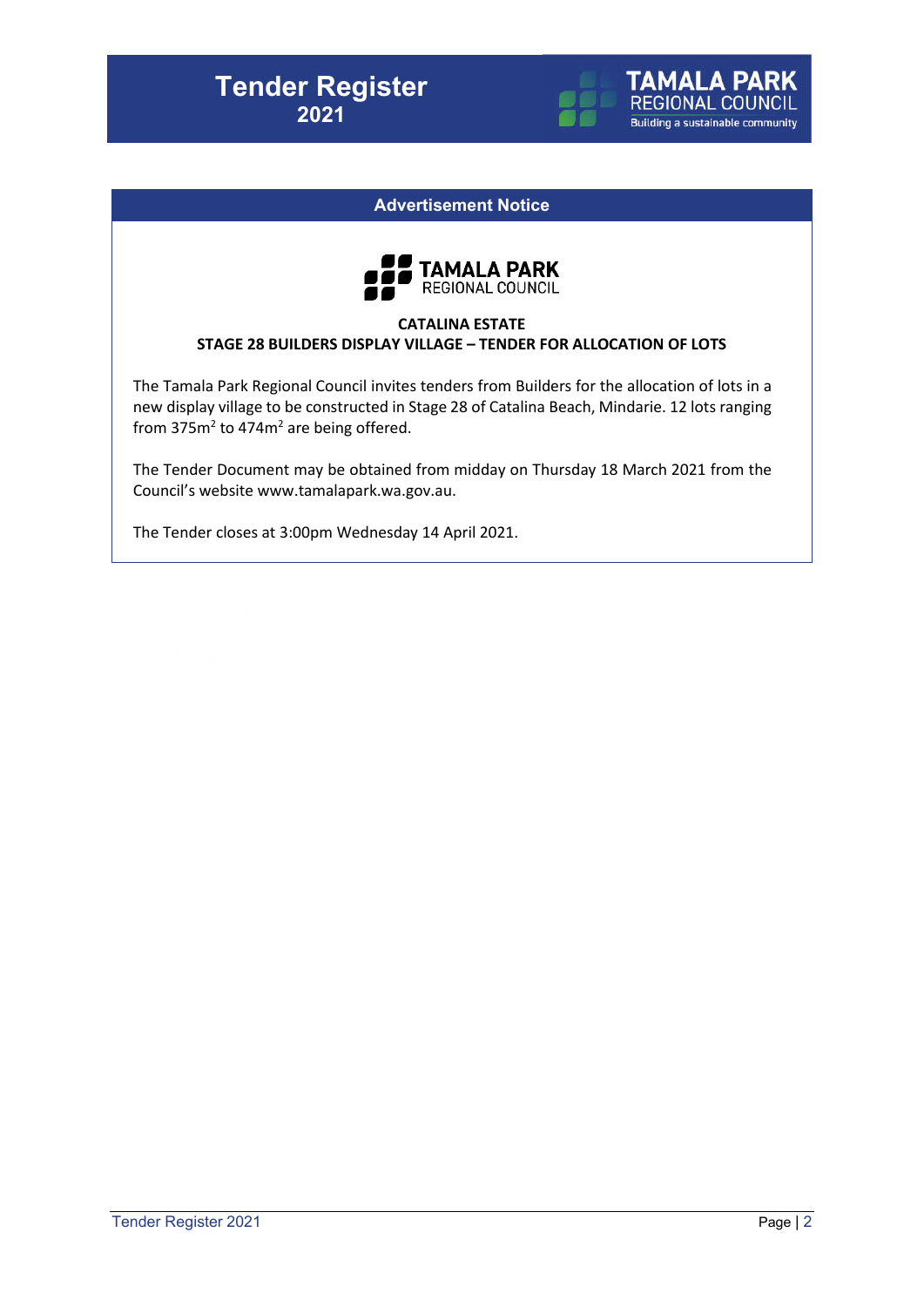# Tender Register 2021

## Advertisement Notice

**CATALINA ESTATE**
**STAGE 28 BUILDERS DISPLAY VILLAGE – TENDER FOR ALLOCATION OF LOTS**

The Tamala Park Regional Council invites tenders from Builders for the allocation of lots in a new display village to be constructed in Stage 28 of Catalina Beach, Mindarie. 12 lots ranging from 375m$^2$ to 474m$^2$ are being offered.

The Tender Document may be obtained from midday on Thursday 18 March 2021 from the Council's website www.tamalapark.wa.gov.au.

The Tender closes at 3:00pm Wednesday 14 April 2021.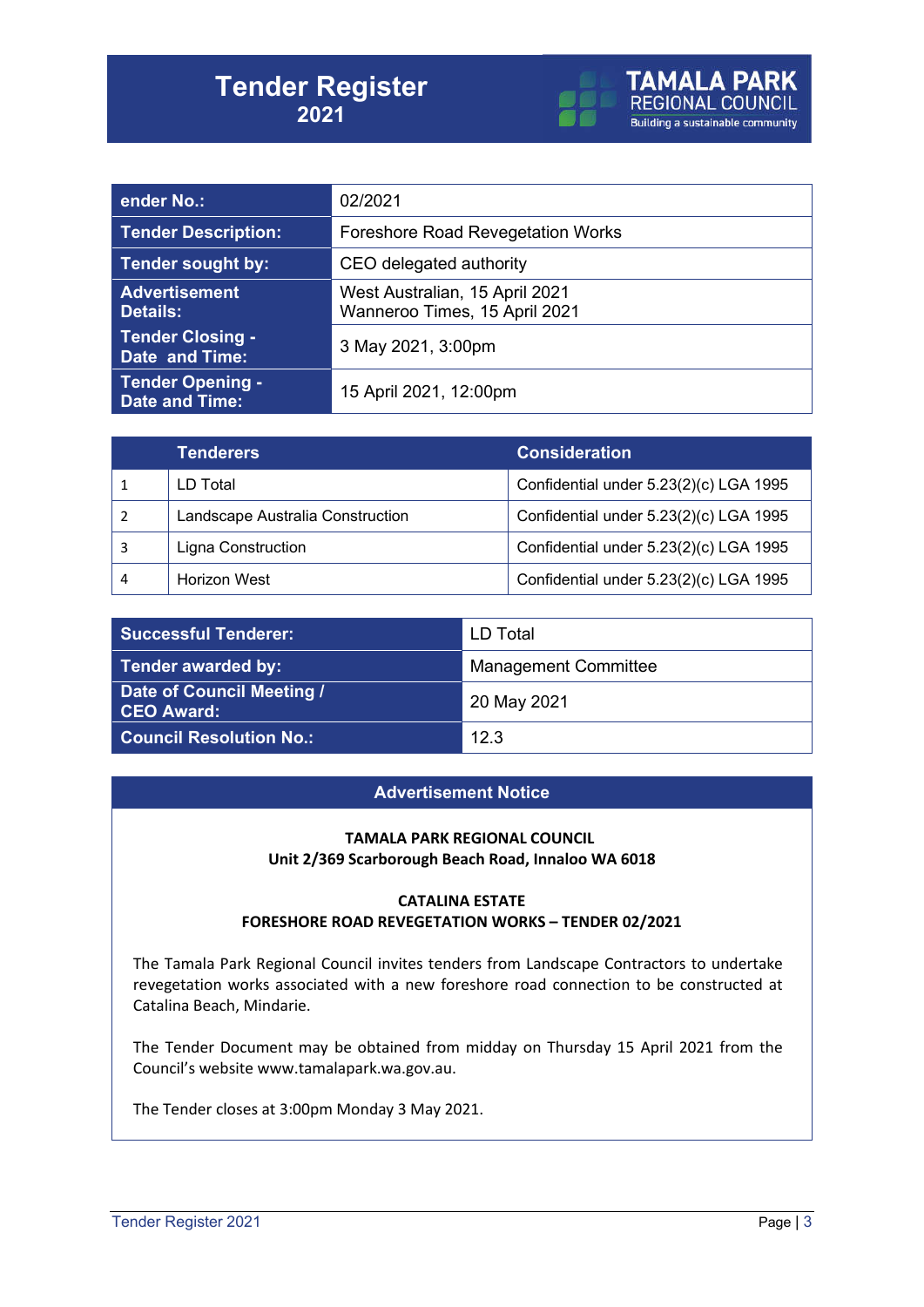# Tender Register
## 2021

TAMALA PARK REGIONAL COUNCIL
Building a sustainable community

| ender No.: | 02/2021 |
|---|---|
| Tender Description: | Foreshore Road Revegetation Works |
| Tender sought by: | CEO delegated authority |
| Advertisement Details: | West Australian, 15 April 2021<br>Wanneroo Times, 15 April 2021 |
| Tender Closing - Date and Time: | 3 May 2021, 3:00pm |
| Tender Opening - Date and Time: | 15 April 2021, 12:00pm |

| | Tenderers | Consideration |
|---|---|---|
| 1 | LD Total | Confidential under 5.23(2)(c) LGA 1995 |
| 2 | Landscape Australia Construction | Confidential under 5.23(2)(c) LGA 1995 |
| 3 | Ligna Construction | Confidential under 5.23(2)(c) LGA 1995 |
| 4 | Horizon West | Confidential under 5.23(2)(c) LGA 1995 |

| Successful Tenderer: | LD Total |
|---|---|
| Tender awarded by: | Management Committee |
| Date of Council Meeting / CEO Award: | 20 May 2021 |
| Council Resolution No.: | 12.3 |

## Advertisement Notice

**TAMALA PARK REGIONAL COUNCIL**
**Unit 2/369 Scarborough Beach Road, Innaloo WA 6018**

**CATALINA ESTATE**
**FORESHORE ROAD REVEGETATION WORKS – TENDER 02/2021**

The Tamala Park Regional Council invites tenders from Landscape Contractors to undertake revegetation works associated with a new foreshore road connection to be constructed at Catalina Beach, Mindarie.

The Tender Document may be obtained from midday on Thursday 15 April 2021 from the Council's website www.tamalapark.wa.gov.au.

The Tender closes at 3:00pm Monday 3 May 2021.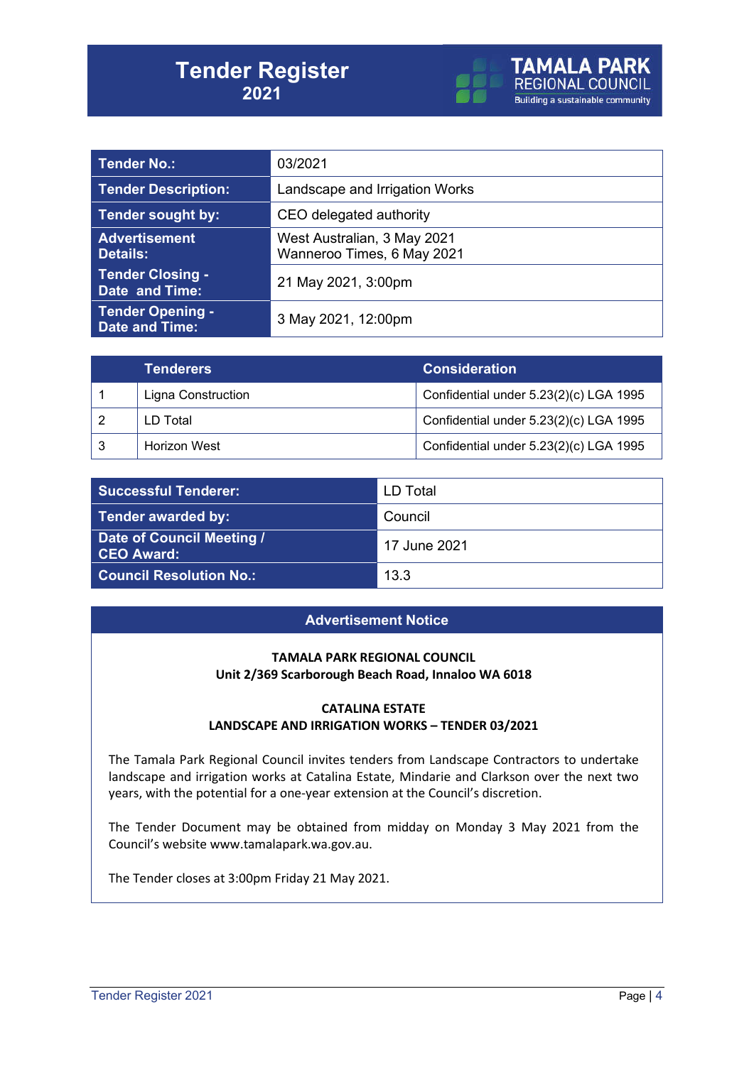# Tender Register
## 2021

| Tender No.: | 03/2021 |
|---|---|
| Tender Description: | Landscape and Irrigation Works |
| Tender sought by: | CEO delegated authority |
| Advertisement Details: | West Australian, 3 May 2021<br>Wanneroo Times, 6 May 2021 |
| Tender Closing - Date and Time: | 21 May 2021, 3:00pm |
| Tender Opening - Date and Time: | 3 May 2021, 12:00pm |

| | Tenderers | Consideration |
|---|---|---|
| 1 | Ligna Construction | Confidential under 5.23(2)(c) LGA 1995 |
| 2 | LD Total | Confidential under 5.23(2)(c) LGA 1995 |
| 3 | Horizon West | Confidential under 5.23(2)(c) LGA 1995 |

| Successful Tenderer: | LD Total |
|---|---|
| Tender awarded by: | Council |
| Date of Council Meeting / CEO Award: | 17 June 2021 |
| Council Resolution No.: | 13.3 |

### Advertisement Notice

**TAMALA PARK REGIONAL COUNCIL**
**Unit 2/369 Scarborough Beach Road, Innaloo WA 6018**

**CATALINA ESTATE**
**LANDSCAPE AND IRRIGATION WORKS – TENDER 03/2021**

The Tamala Park Regional Council invites tenders from Landscape Contractors to undertake landscape and irrigation works at Catalina Estate, Mindarie and Clarkson over the next two years, with the potential for a one-year extension at the Council's discretion.

The Tender Document may be obtained from midday on Monday 3 May 2021 from the Council's website www.tamalapark.wa.gov.au.

The Tender closes at 3:00pm Friday 21 May 2021.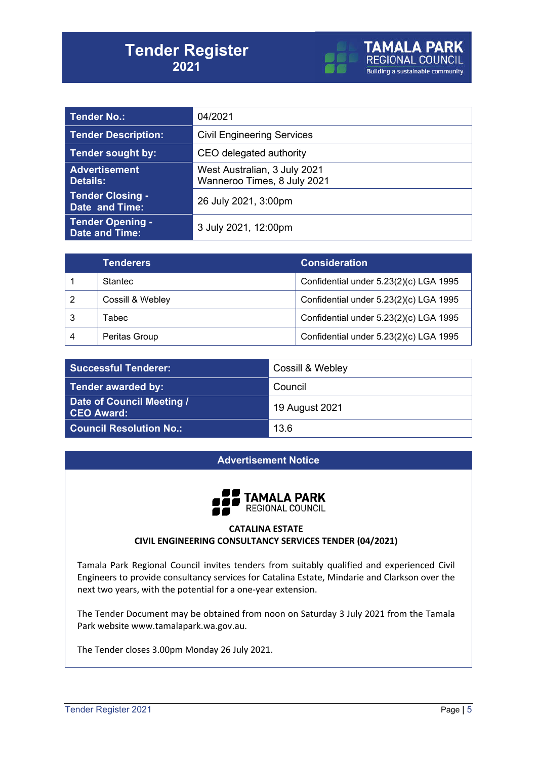# Tender Register
## 2021

TAMALA PARK REGIONAL COUNCIL
Building a sustainable community

| Tender No.: | 04/2021 |
|---|---|
| Tender Description: | Civil Engineering Services |
| Tender sought by: | CEO delegated authority |
| Advertisement Details: | West Australian, 3 July 2021<br>Wanneroo Times, 8 July 2021 |
| Tender Closing - Date and Time: | 26 July 2021, 3:00pm |
| Tender Opening - Date and Time: | 3 July 2021, 12:00pm |

| | Tenderers | Consideration |
|---|---|---|
| 1 | Stantec | Confidential under 5.23(2)(c) LGA 1995 |
| 2 | Cossill & Webley | Confidential under 5.23(2)(c) LGA 1995 |
| 3 | Tabec | Confidential under 5.23(2)(c) LGA 1995 |
| 4 | Peritas Group | Confidential under 5.23(2)(c) LGA 1995 |

| Successful Tenderer: | Cossill & Webley |
|---|---|
| Tender awarded by: | Council |
| Date of Council Meeting / CEO Award: | 19 August 2021 |
| Council Resolution No.: | 13.6 |

## Advertisement Notice

TAMALA PARK REGIONAL COUNCIL

**CATALINA ESTATE**
**CIVIL ENGINEERING CONSULTANCY SERVICES TENDER (04/2021)**

Tamala Park Regional Council invites tenders from suitably qualified and experienced Civil Engineers to provide consultancy services for Catalina Estate, Mindarie and Clarkson over the next two years, with the potential for a one-year extension.

The Tender Document may be obtained from noon on Saturday 3 July 2021 from the Tamala Park website www.tamalapark.wa.gov.au.

The Tender closes 3.00pm Monday 26 July 2021.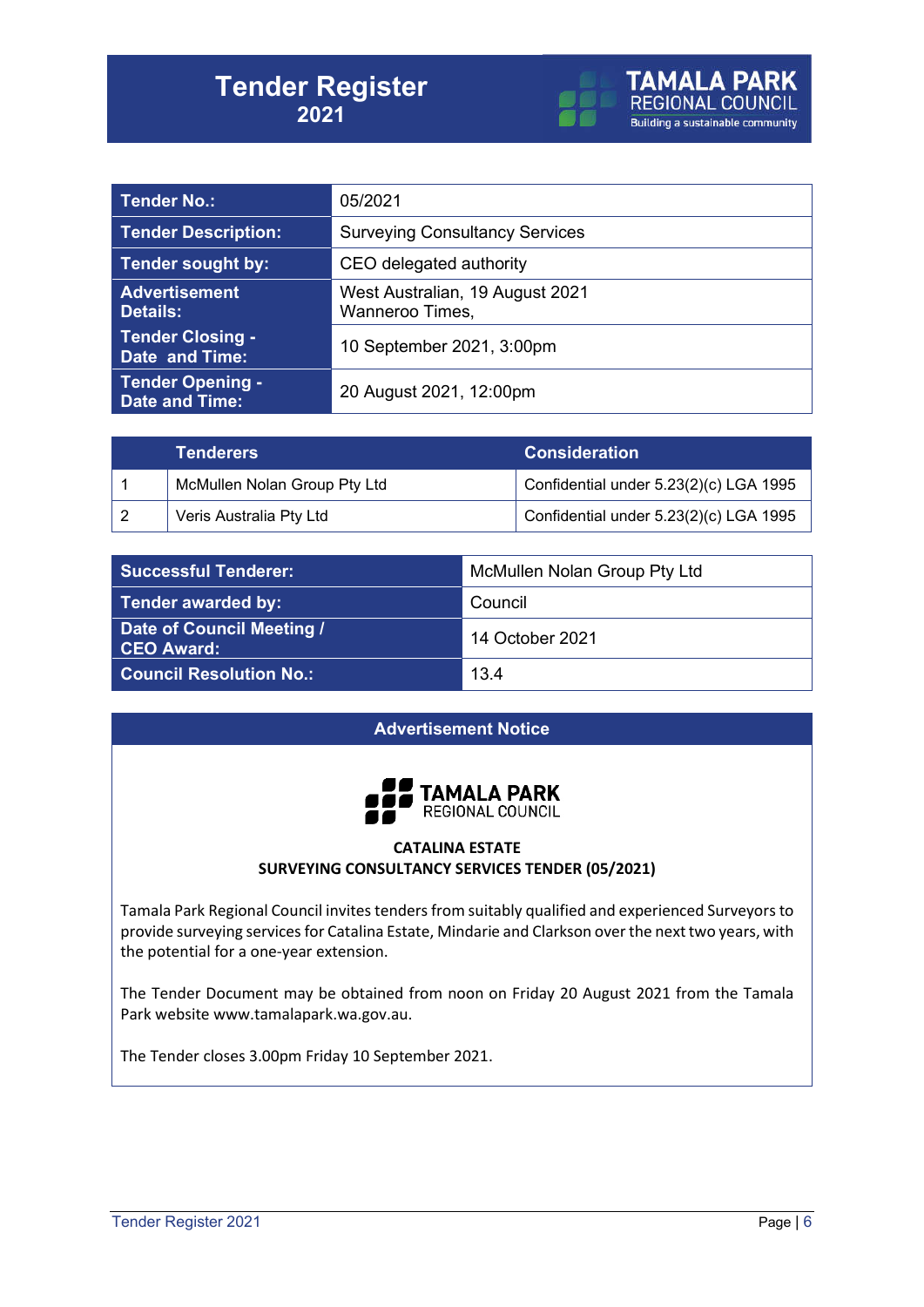# Tender Register 2021

TAMALA PARK REGIONAL COUNCIL
Building a sustainable community

| Tender No.: | 05/2021 |
|---|---|
| Tender Description: | Surveying Consultancy Services |
| Tender sought by: | CEO delegated authority |
| Advertisement Details: | West Australian, 19 August 2021 Wanneroo Times, |
| Tender Closing - Date and Time: | 10 September 2021, 3:00pm |
| Tender Opening - Date and Time: | 20 August 2021, 12:00pm |

| | Tenderers | Consideration |
|---|---|---|
| 1 | McMullen Nolan Group Pty Ltd | Confidential under 5.23(2)(c) LGA 1995 |
| 2 | Veris Australia Pty Ltd | Confidential under 5.23(2)(c) LGA 1995 |

| Successful Tenderer: | McMullen Nolan Group Pty Ltd |
|---|---|
| Tender awarded by: | Council |
| Date of Council Meeting / CEO Award: | 14 October 2021 |
| Council Resolution No.: | 13.4 |

## Advertisement Notice

TAMALA PARK REGIONAL COUNCIL

**CATALINA ESTATE**
**SURVEYING CONSULTANCY SERVICES TENDER (05/2021)**

Tamala Park Regional Council invites tenders from suitably qualified and experienced Surveyors to provide surveying services for Catalina Estate, Mindarie and Clarkson over the next two years, with the potential for a one-year extension.

The Tender Document may be obtained from noon on Friday 20 August 2021 from the Tamala Park website www.tamalapark.wa.gov.au.

The Tender closes 3.00pm Friday 10 September 2021.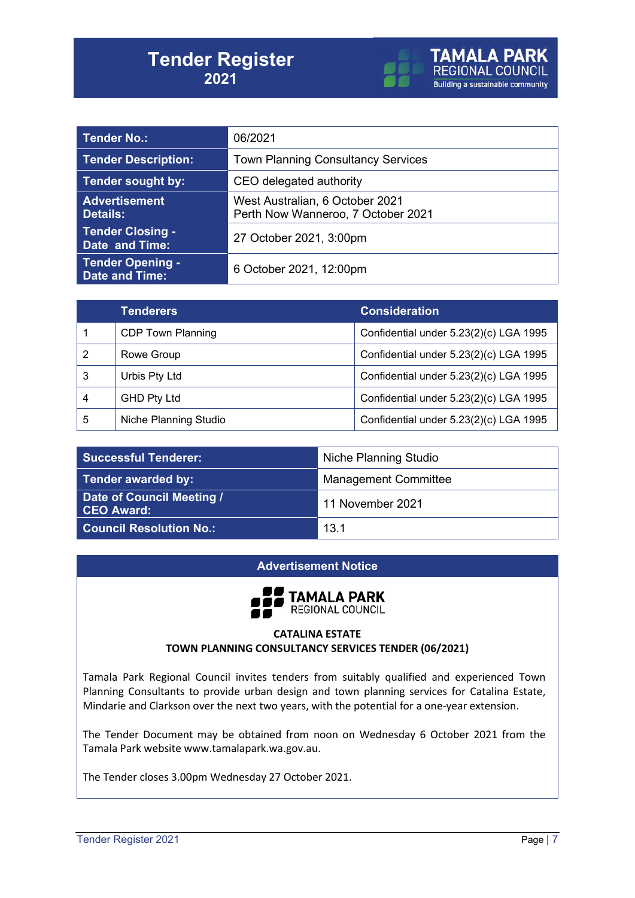# Tender Register
## 2021

TAMALA PARK REGIONAL COUNCIL
Building a sustainable community

| Tender No.: | 06/2021 |
|---|---|
| Tender Description: | Town Planning Consultancy Services |
| Tender sought by: | CEO delegated authority |
| Advertisement Details: | West Australian, 6 October 2021<br>Perth Now Wanneroo, 7 October 2021 |
| Tender Closing - Date and Time: | 27 October 2021, 3:00pm |
| Tender Opening - Date and Time: | 6 October 2021, 12:00pm |

| | Tenderers | Consideration |
|---|---|---|
| 1 | CDP Town Planning | Confidential under 5.23(2)(c) LGA 1995 |
| 2 | Rowe Group | Confidential under 5.23(2)(c) LGA 1995 |
| 3 | Urbis Pty Ltd | Confidential under 5.23(2)(c) LGA 1995 |
| 4 | GHD Pty Ltd | Confidential under 5.23(2)(c) LGA 1995 |
| 5 | Niche Planning Studio | Confidential under 5.23(2)(c) LGA 1995 |

| Successful Tenderer: | Niche Planning Studio |
|---|---|
| Tender awarded by: | Management Committee |
| Date of Council Meeting / CEO Award: | 11 November 2021 |
| Council Resolution No.: | 13.1 |

## Advertisement Notice

TAMALA PARK REGIONAL COUNCIL

**CATALINA ESTATE**
**TOWN PLANNING CONSULTANCY SERVICES TENDER (06/2021)**

Tamala Park Regional Council invites tenders from suitably qualified and experienced Town Planning Consultants to provide urban design and town planning services for Catalina Estate, Mindarie and Clarkson over the next two years, with the potential for a one-year extension.

The Tender Document may be obtained from noon on Wednesday 6 October 2021 from the Tamala Park website www.tamalapark.wa.gov.au.

The Tender closes 3.00pm Wednesday 27 October 2021.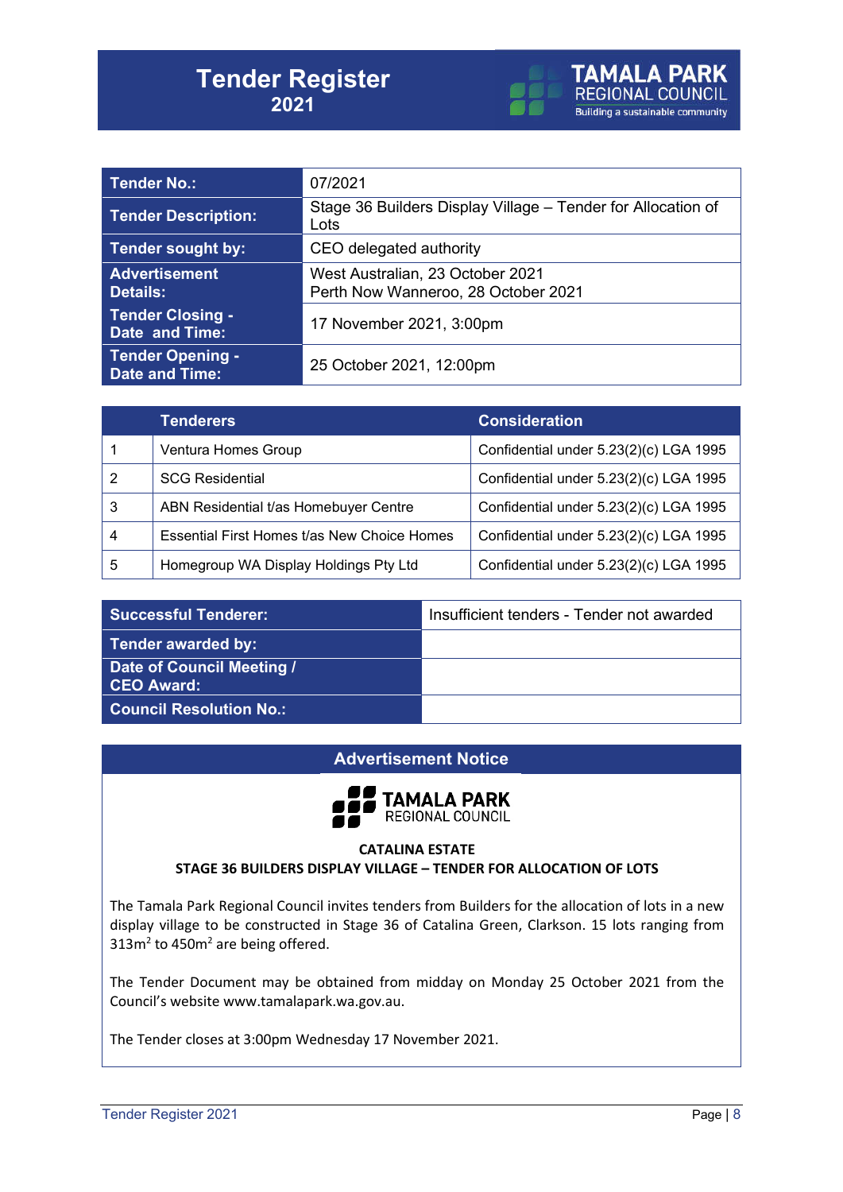# Tender Register 2021

| Tender No.: | 07/2021 |
|---|---|
| Tender Description: | Stage 36 Builders Display Village – Tender for Allocation of Lots |
| Tender sought by: | CEO delegated authority |
| Advertisement Details: | West Australian, 23 October 2021<br>Perth Now Wanneroo, 28 October 2021 |
| Tender Closing - Date and Time: | 17 November 2021, 3:00pm |
| Tender Opening - Date and Time: | 25 October 2021, 12:00pm |

| | Tenderers | Consideration |
|---|---|---|
| 1 | Ventura Homes Group | Confidential under 5.23(2)(c) LGA 1995 |
| 2 | SCG Residential | Confidential under 5.23(2)(c) LGA 1995 |
| 3 | ABN Residential t/as Homebuyer Centre | Confidential under 5.23(2)(c) LGA 1995 |
| 4 | Essential First Homes t/as New Choice Homes | Confidential under 5.23(2)(c) LGA 1995 |
| 5 | Homegroup WA Display Holdings Pty Ltd | Confidential under 5.23(2)(c) LGA 1995 |

| Successful Tenderer: | Insufficient tenders - Tender not awarded |
|---|---|
| Tender awarded by: | |
| Date of Council Meeting / CEO Award: | |
| Council Resolution No.: | |

## Advertisement Notice

TAMALA PARK REGIONAL COUNCIL

**CATALINA ESTATE**
**STAGE 36 BUILDERS DISPLAY VILLAGE – TENDER FOR ALLOCATION OF LOTS**

The Tamala Park Regional Council invites tenders from Builders for the allocation of lots in a new display village to be constructed in Stage 36 of Catalina Green, Clarkson. 15 lots ranging from 313m$^2$ to 450m$^2$ are being offered.

The Tender Document may be obtained from midday on Monday 25 October 2021 from the Council's website www.tamalapark.wa.gov.au.

The Tender closes at 3:00pm Wednesday 17 November 2021.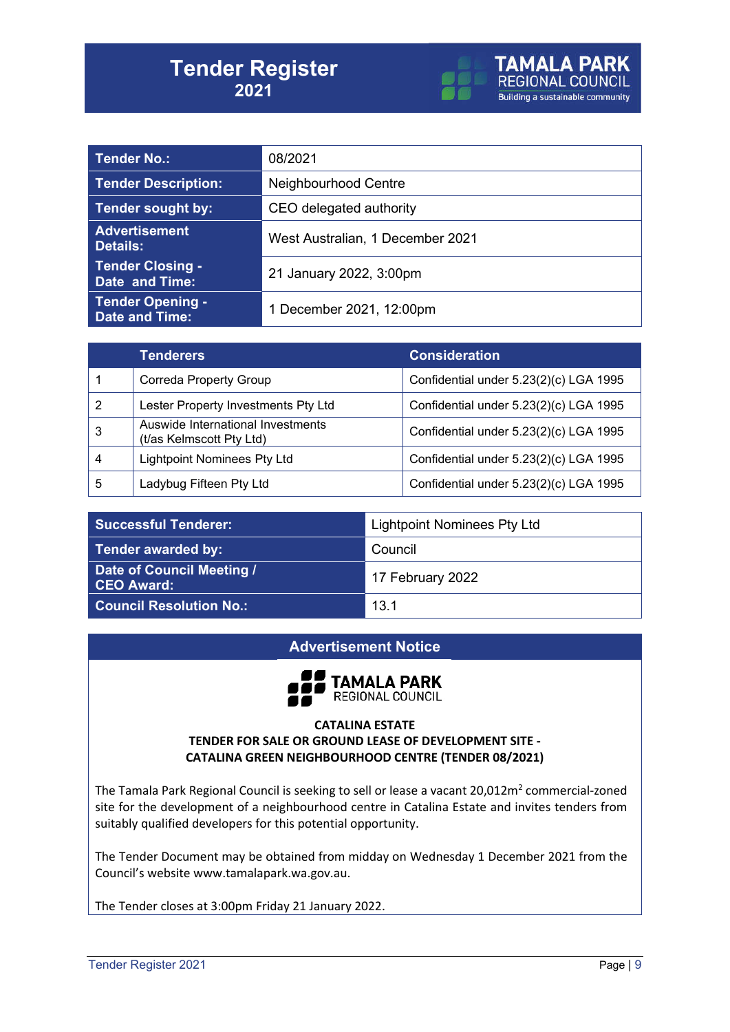# Tender Register
## 2021

| | |
|---|---|
| **Tender No.:** | 08/2021 |
| **Tender Description:** | Neighbourhood Centre |
| **Tender sought by:** | CEO delegated authority |
| **Advertisement Details:** | West Australian, 1 December 2021 |
| **Tender Closing - Date and Time:** | 21 January 2022, 3:00pm |
| **Tender Opening - Date and Time:** | 1 December 2021, 12:00pm |

| | Tenderers | Consideration |
|---|---|---|
| 1 | Correda Property Group | Confidential under 5.23(2)(c) LGA 1995 |
| 2 | Lester Property Investments Pty Ltd | Confidential under 5.23(2)(c) LGA 1995 |
| 3 | Auswide International Investments (t/as Kelmscott Pty Ltd) | Confidential under 5.23(2)(c) LGA 1995 |
| 4 | Lightpoint Nominees Pty Ltd | Confidential under 5.23(2)(c) LGA 1995 |
| 5 | Ladybug Fifteen Pty Ltd | Confidential under 5.23(2)(c) LGA 1995 |

| | |
|---|---|
| **Successful Tenderer:** | Lightpoint Nominees Pty Ltd |
| **Tender awarded by:** | Council |
| **Date of Council Meeting / CEO Award:** | 17 February 2022 |
| **Council Resolution No.:** | 13.1 |

## Advertisement Notice

TAMALA PARK
REGIONAL COUNCIL

**CATALINA ESTATE**
**TENDER FOR SALE OR GROUND LEASE OF DEVELOPMENT SITE -**
**CATALINA GREEN NEIGHBOURHOOD CENTRE (TENDER 08/2021)**

The Tamala Park Regional Council is seeking to sell or lease a vacant 20,012m$^2$ commercial-zoned site for the development of a neighbourhood centre in Catalina Estate and invites tenders from suitably qualified developers for this potential opportunity.

The Tender Document may be obtained from midday on Wednesday 1 December 2021 from the Council's website www.tamalapark.wa.gov.au.

The Tender closes at 3:00pm Friday 21 January 2022.